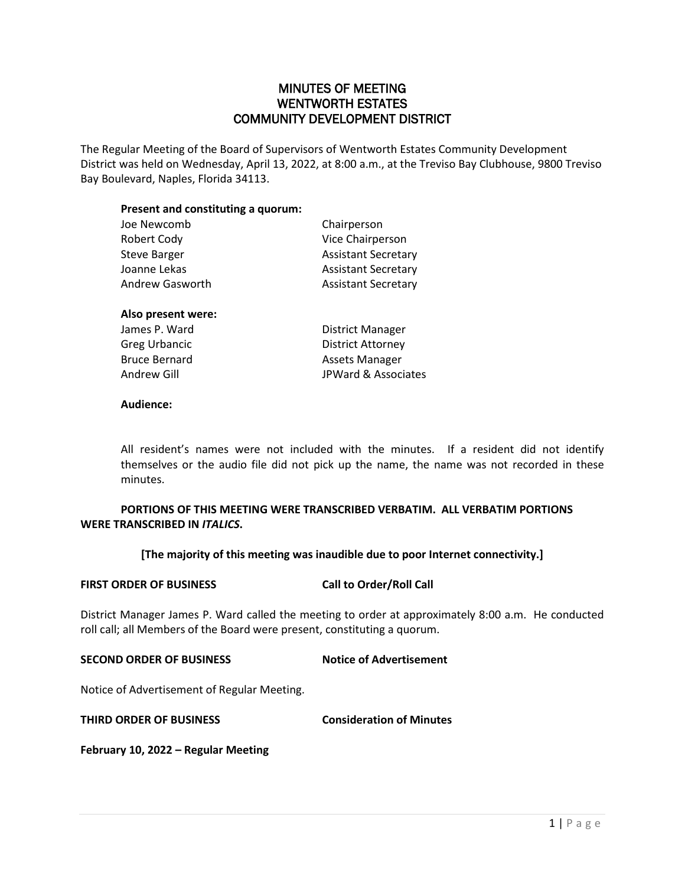# MINUTES OF MEETING
# WENTWORTH ESTATES
# COMMUNITY DEVELOPMENT DISTRICT

The Regular Meeting of the Board of Supervisors of Wentworth Estates Community Development District was held on Wednesday, April 13, 2022, at 8:00 a.m., at the Treviso Bay Clubhouse, 9800 Treviso Bay Boulevard, Naples, Florida 34113.

**Present and constituting a quorum:**

| | |
|---|---|
| Joe Newcomb | Chairperson |
| Robert Cody | Vice Chairperson |
| Steve Barger | Assistant Secretary |
| Joanne Lekas | Assistant Secretary |
| Andrew Gasworth | Assistant Secretary |

**Also present were:**

| | |
|---|---|
| James P. Ward | District Manager |
| Greg Urbancic | District Attorney |
| Bruce Bernard | Assets Manager |
| Andrew Gill | JPWard & Associates |

**Audience:**

All resident's names were not included with the minutes. If a resident did not identify themselves or the audio file did not pick up the name, the name was not recorded in these minutes.

**PORTIONS OF THIS MEETING WERE TRANSCRIBED VERBATIM. ALL VERBATIM PORTIONS WERE TRANSCRIBED IN *ITALICS*.**

**[The majority of this meeting was inaudible due to poor Internet connectivity.]**

**FIRST ORDER OF BUSINESS** **Call to Order/Roll Call**

District Manager James P. Ward called the meeting to order at approximately 8:00 a.m. He conducted roll call; all Members of the Board were present, constituting a quorum.

**SECOND ORDER OF BUSINESS** **Notice of Advertisement**

Notice of Advertisement of Regular Meeting.

**THIRD ORDER OF BUSINESS** **Consideration of Minutes**

**February 10, 2022 – Regular Meeting**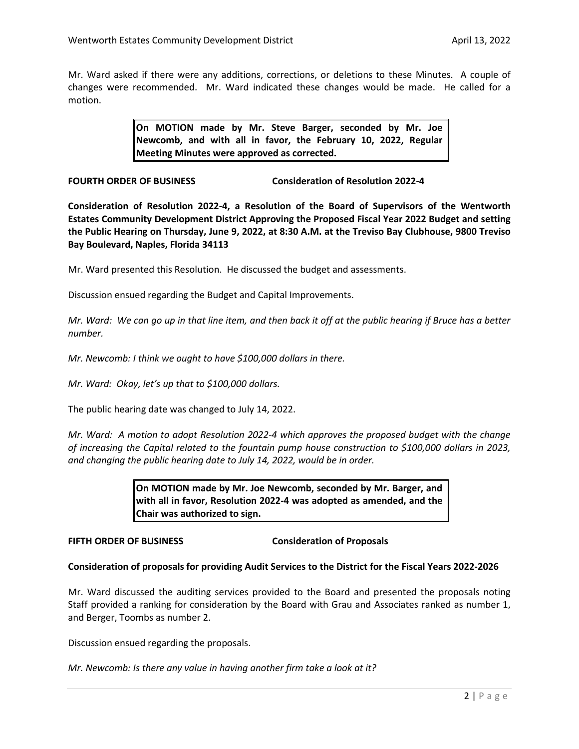Mr. Ward asked if there were any additions, corrections, or deletions to these Minutes. A couple of changes were recommended. Mr. Ward indicated these changes would be made. He called for a motion.

> **On MOTION made by Mr. Steve Barger, seconded by Mr. Joe Newcomb, and with all in favor, the February 10, 2022, Regular Meeting Minutes were approved as corrected.**

**FOURTH ORDER OF BUSINESS** **Consideration of Resolution 2022-4**

**Consideration of Resolution 2022-4, a Resolution of the Board of Supervisors of the Wentworth Estates Community Development District Approving the Proposed Fiscal Year 2022 Budget and setting the Public Hearing on Thursday, June 9, 2022, at 8:30 A.M. at the Treviso Bay Clubhouse, 9800 Treviso Bay Boulevard, Naples, Florida 34113**

Mr. Ward presented this Resolution. He discussed the budget and assessments.

Discussion ensued regarding the Budget and Capital Improvements.

*Mr. Ward: We can go up in that line item, and then back it off at the public hearing if Bruce has a better number.*

*Mr. Newcomb: I think we ought to have $100,000 dollars in there.*

*Mr. Ward: Okay, let's up that to $100,000 dollars.*

The public hearing date was changed to July 14, 2022.

*Mr. Ward: A motion to adopt Resolution 2022-4 which approves the proposed budget with the change of increasing the Capital related to the fountain pump house construction to $100,000 dollars in 2023, and changing the public hearing date to July 14, 2022, would be in order.*

> **On MOTION made by Mr. Joe Newcomb, seconded by Mr. Barger, and with all in favor, Resolution 2022-4 was adopted as amended, and the Chair was authorized to sign.**

**FIFTH ORDER OF BUSINESS** **Consideration of Proposals**

**Consideration of proposals for providing Audit Services to the District for the Fiscal Years 2022-2026**

Mr. Ward discussed the auditing services provided to the Board and presented the proposals noting Staff provided a ranking for consideration by the Board with Grau and Associates ranked as number 1, and Berger, Toombs as number 2.

Discussion ensued regarding the proposals.

*Mr. Newcomb: Is there any value in having another firm take a look at it?*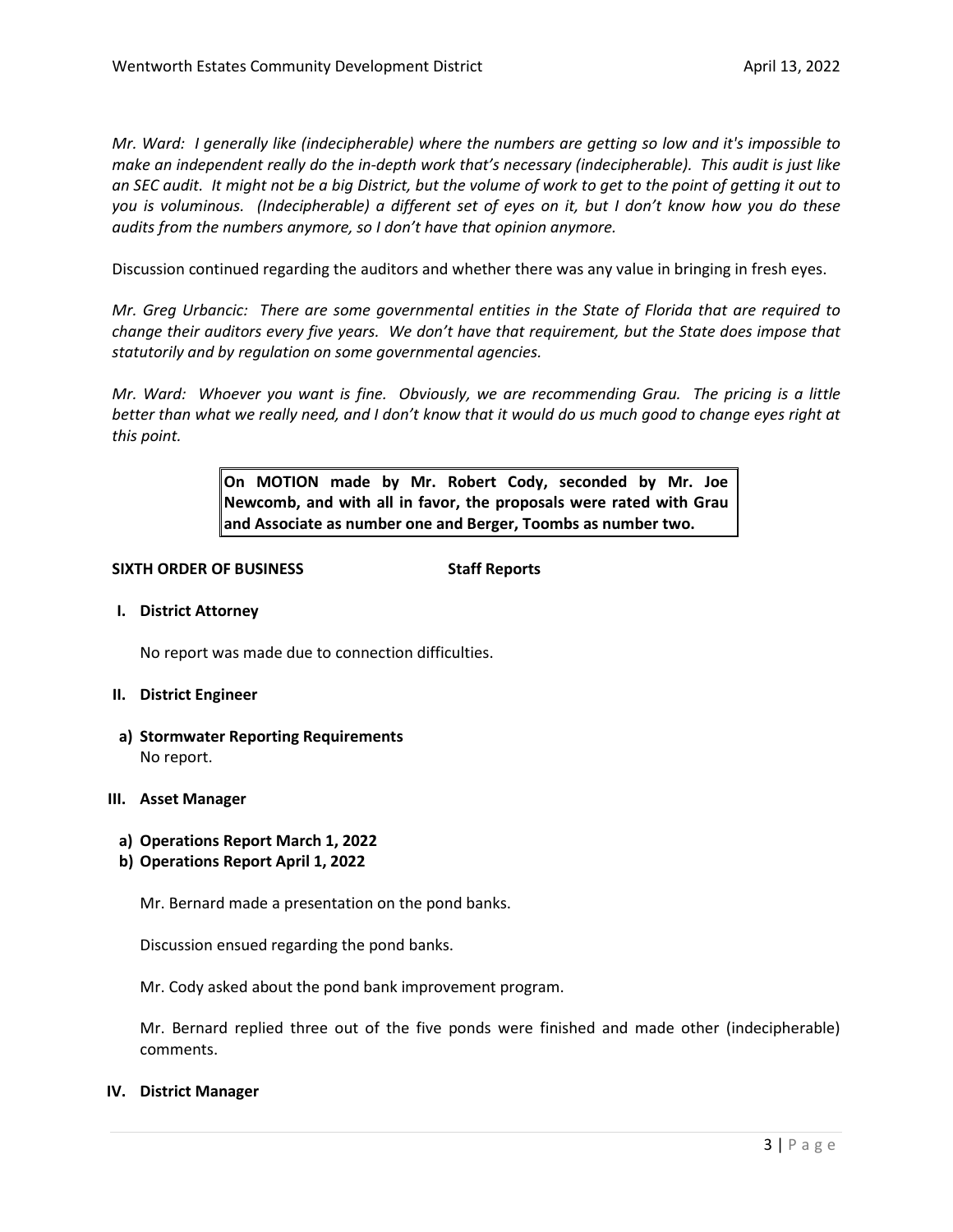*Mr. Ward: I generally like (indecipherable) where the numbers are getting so low and it's impossible to make an independent really do the in-depth work that's necessary (indecipherable). This audit is just like an SEC audit. It might not be a big District, but the volume of work to get to the point of getting it out to you is voluminous. (Indecipherable) a different set of eyes on it, but I don't know how you do these audits from the numbers anymore, so I don't have that opinion anymore.*

Discussion continued regarding the auditors and whether there was any value in bringing in fresh eyes.

*Mr. Greg Urbancic: There are some governmental entities in the State of Florida that are required to change their auditors every five years. We don't have that requirement, but the State does impose that statutorily and by regulation on some governmental agencies.*

*Mr. Ward: Whoever you want is fine. Obviously, we are recommending Grau. The pricing is a little better than what we really need, and I don't know that it would do us much good to change eyes right at this point.*

> **On MOTION made by Mr. Robert Cody, seconded by Mr. Joe Newcomb, and with all in favor, the proposals were rated with Grau and Associate as number one and Berger, Toombs as number two.**

**SIXTH ORDER OF BUSINESS** **Staff Reports**

**I. District Attorney**

No report was made due to connection difficulties.

**II. District Engineer**

**a) Stormwater Reporting Requirements**
No report.

**III. Asset Manager**

**a) Operations Report March 1, 2022**
**b) Operations Report April 1, 2022**

Mr. Bernard made a presentation on the pond banks.

Discussion ensued regarding the pond banks.

Mr. Cody asked about the pond bank improvement program.

Mr. Bernard replied three out of the five ponds were finished and made other (indecipherable) comments.

**IV. District Manager**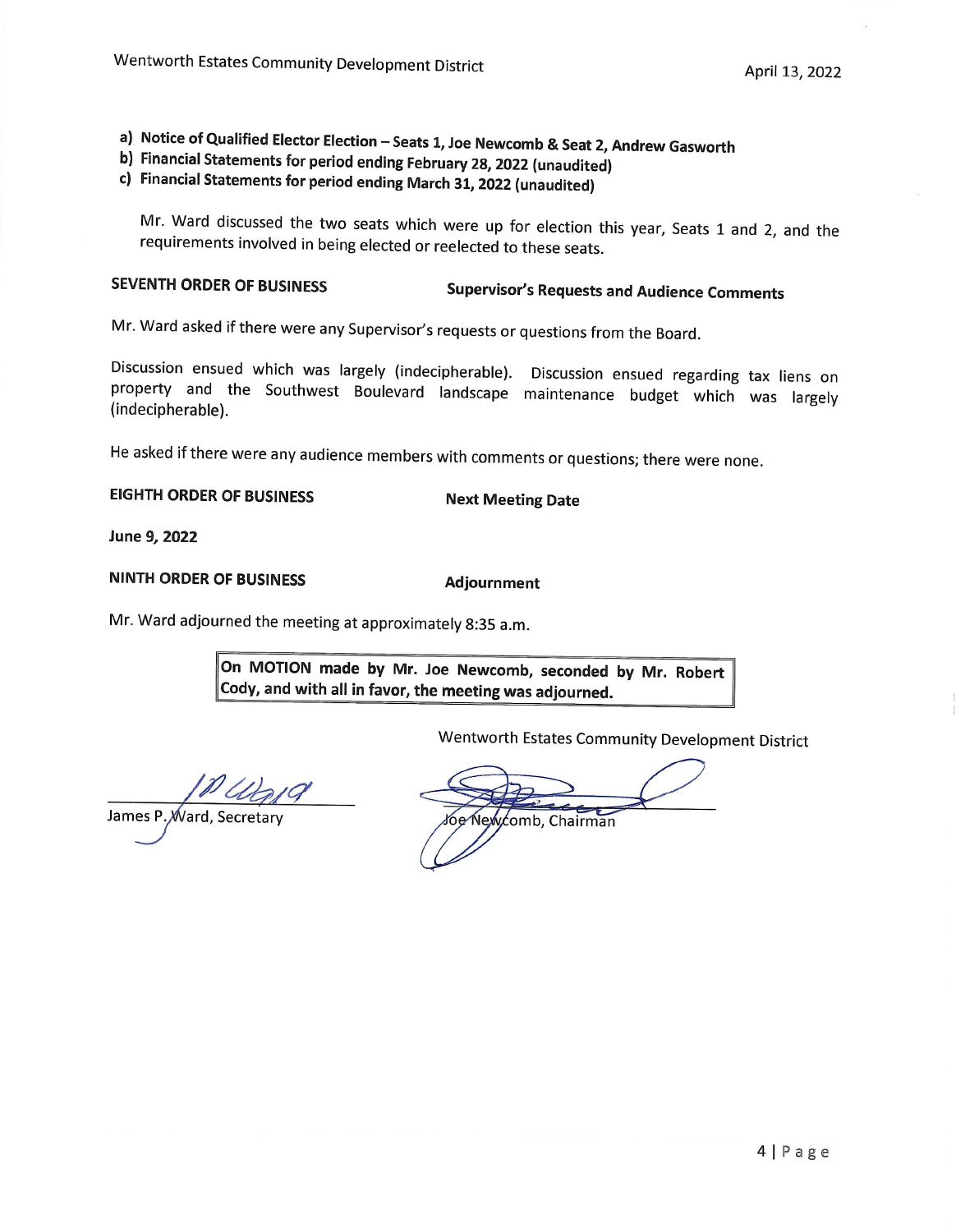a) **Notice of Qualified Elector Election – Seats 1, Joe Newcomb & Seat 2, Andrew Gasworth**
b) **Financial Statements for period ending February 28, 2022 (unaudited)**
c) **Financial Statements for period ending March 31, 2022 (unaudited)**

Mr. Ward discussed the two seats which were up for election this year, Seats 1 and 2, and the requirements involved in being elected or reelected to these seats.

**SEVENTH ORDER OF BUSINESS** **Supervisor's Requests and Audience Comments**

Mr. Ward asked if there were any Supervisor's requests or questions from the Board.

Discussion ensued which was largely (indecipherable). Discussion ensued regarding tax liens on property and the Southwest Boulevard landscape maintenance budget which was largely (indecipherable).

He asked if there were any audience members with comments or questions; there were none.

**EIGHTH ORDER OF BUSINESS** **Next Meeting Date**

**June 9, 2022**

**NINTH ORDER OF BUSINESS** **Adjournment**

Mr. Ward adjourned the meeting at approximately 8:35 a.m.

**On MOTION made by Mr. Joe Newcomb, seconded by Mr. Robert Cody, and with all in favor, the meeting was adjourned.**

Wentworth Estates Community Development District

James P. Ward, Secretary

Joe Newcomb, Chairman